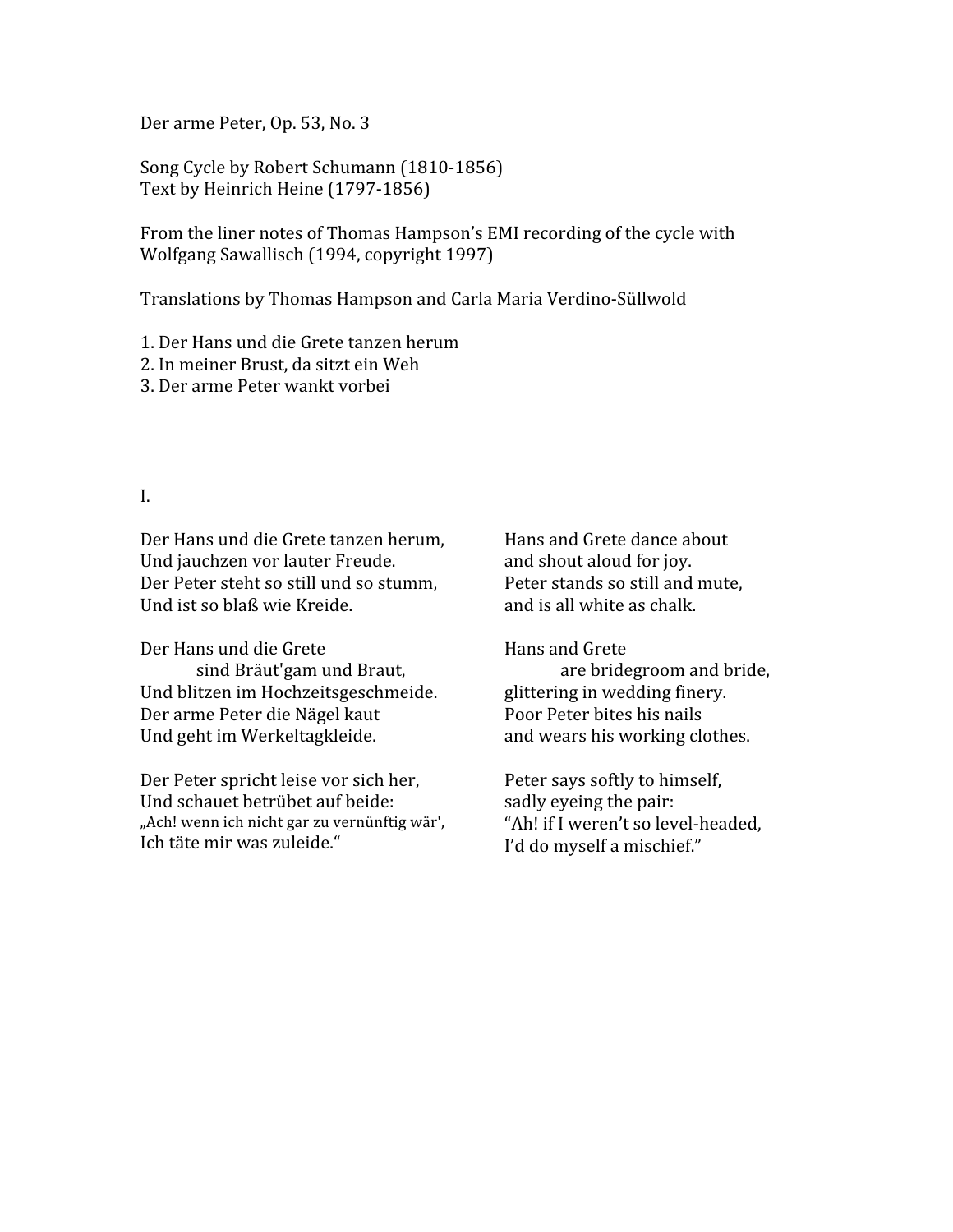Der arme Peter, Op. 53, No. 3

Song Cycle by Robert Schumann (1810-1856)
Text by Heinrich Heine (1797-1856)

From the liner notes of Thomas Hampson's EMI recording of the cycle with Wolfgang Sawallisch (1994, copyright 1997)

Translations by Thomas Hampson and Carla Maria Verdino-Süllwold

1. Der Hans und die Grete tanzen herum
2. In meiner Brust, da sitzt ein Weh
3. Der arme Peter wankt vorbei

## I.

| | |
|---|---|
| Der Hans und die Grete tanzen herum,<br>Und jauchzen vor lauter Freude.<br>Der Peter steht so still und so stumm,<br>Und ist so blaß wie Kreide. | Hans and Grete dance about<br>and shout aloud for joy.<br>Peter stands so still and mute,<br>and is all white as chalk. |
| Der Hans und die Grete<br>sind Bräut'gam und Braut,<br>Und blitzen im Hochzeitsgeschmeide.<br>Der arme Peter die Nägel kaut<br>Und geht im Werkeltagkleide. | Hans and Grete<br>are bridegroom and bride,<br>glittering in wedding finery.<br>Poor Peter bites his nails<br>and wears his working clothes. |
| Der Peter spricht leise vor sich her,<br>Und schauet betrübet auf beide:<br>„Ach! wenn ich nicht gar zu vernünftig wär',<br>Ich täte mir was zuleide." | Peter says softly to himself,<br>sadly eyeing the pair:<br>"Ah! if I weren't so level-headed,<br>I'd do myself a mischief." |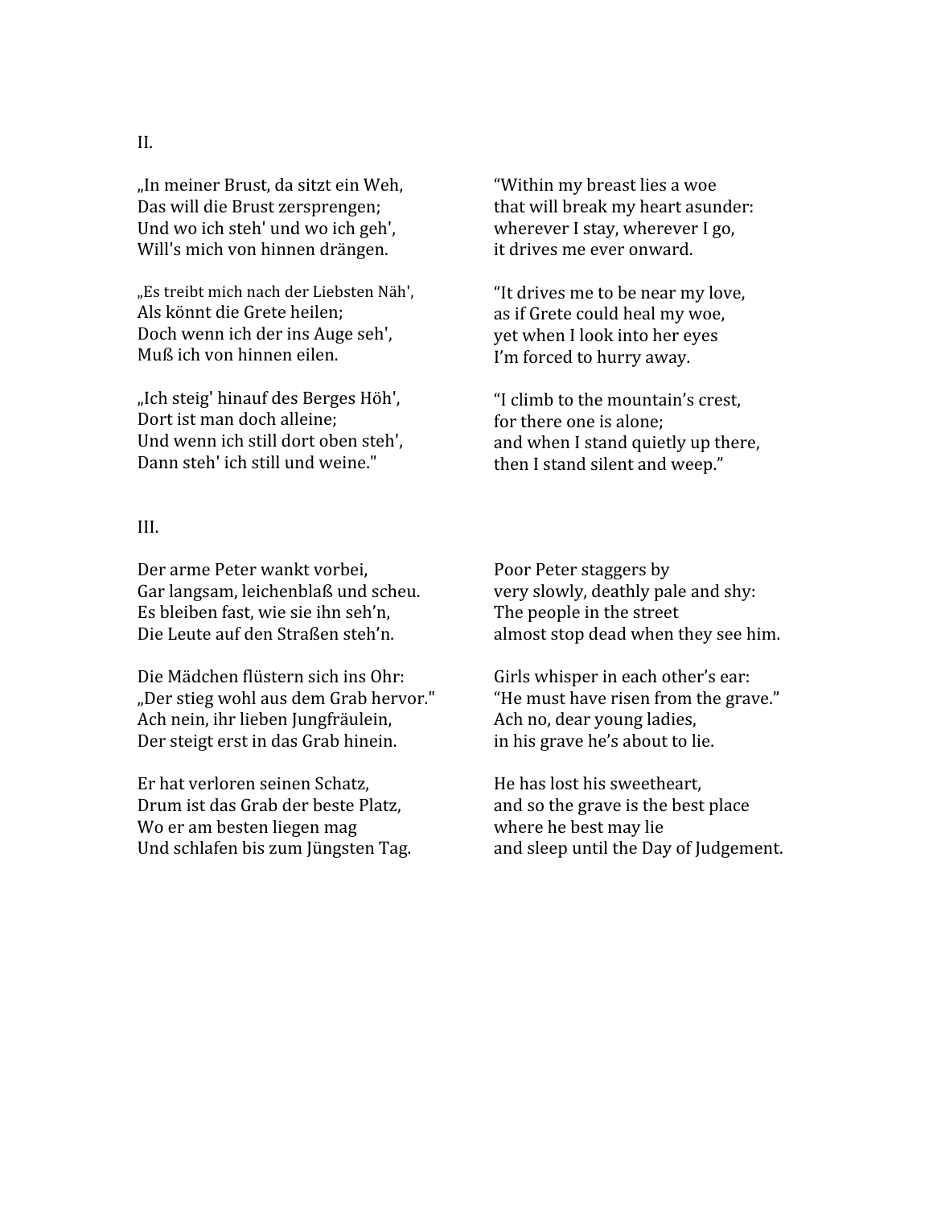II.

„In meiner Brust, da sitzt ein Weh,
Das will die Brust zersprengen;
Und wo ich steh' und wo ich geh',
Will's mich von hinnen drängen.

„Es treibt mich nach der Liebsten Näh',
Als könnt die Grete heilen;
Doch wenn ich der ins Auge seh',
Muß ich von hinnen eilen.

„Ich steig' hinauf des Berges Höh',
Dort ist man doch alleine;
Und wenn ich still dort oben steh',
Dann steh' ich still und weine."

"Within my breast lies a woe
that will break my heart asunder:
wherever I stay, wherever I go,
it drives me ever onward.

"It drives me to be near my love,
as if Grete could heal my woe,
yet when I look into her eyes
I'm forced to hurry away.

"I climb to the mountain's crest,
for there one is alone;
and when I stand quietly up there,
then I stand silent and weep."

III.

Der arme Peter wankt vorbei,
Gar langsam, leichenblaß und scheu.
Es bleiben fast, wie sie ihn seh'n,
Die Leute auf den Straßen steh'n.

Die Mädchen flüstern sich ins Ohr:
„Der stieg wohl aus dem Grab hervor."
Ach nein, ihr lieben Jungfräulein,
Der steigt erst in das Grab hinein.

Er hat verloren seinen Schatz,
Drum ist das Grab der beste Platz,
Wo er am besten liegen mag
Und schlafen bis zum Jüngsten Tag.

Poor Peter staggers by
very slowly, deathly pale and shy:
The people in the street
almost stop dead when they see him.

Girls whisper in each other's ear:
"He must have risen from the grave."
Ach no, dear young ladies,
in his grave he's about to lie.

He has lost his sweetheart,
and so the grave is the best place
where he best may lie
and sleep until the Day of Judgement.